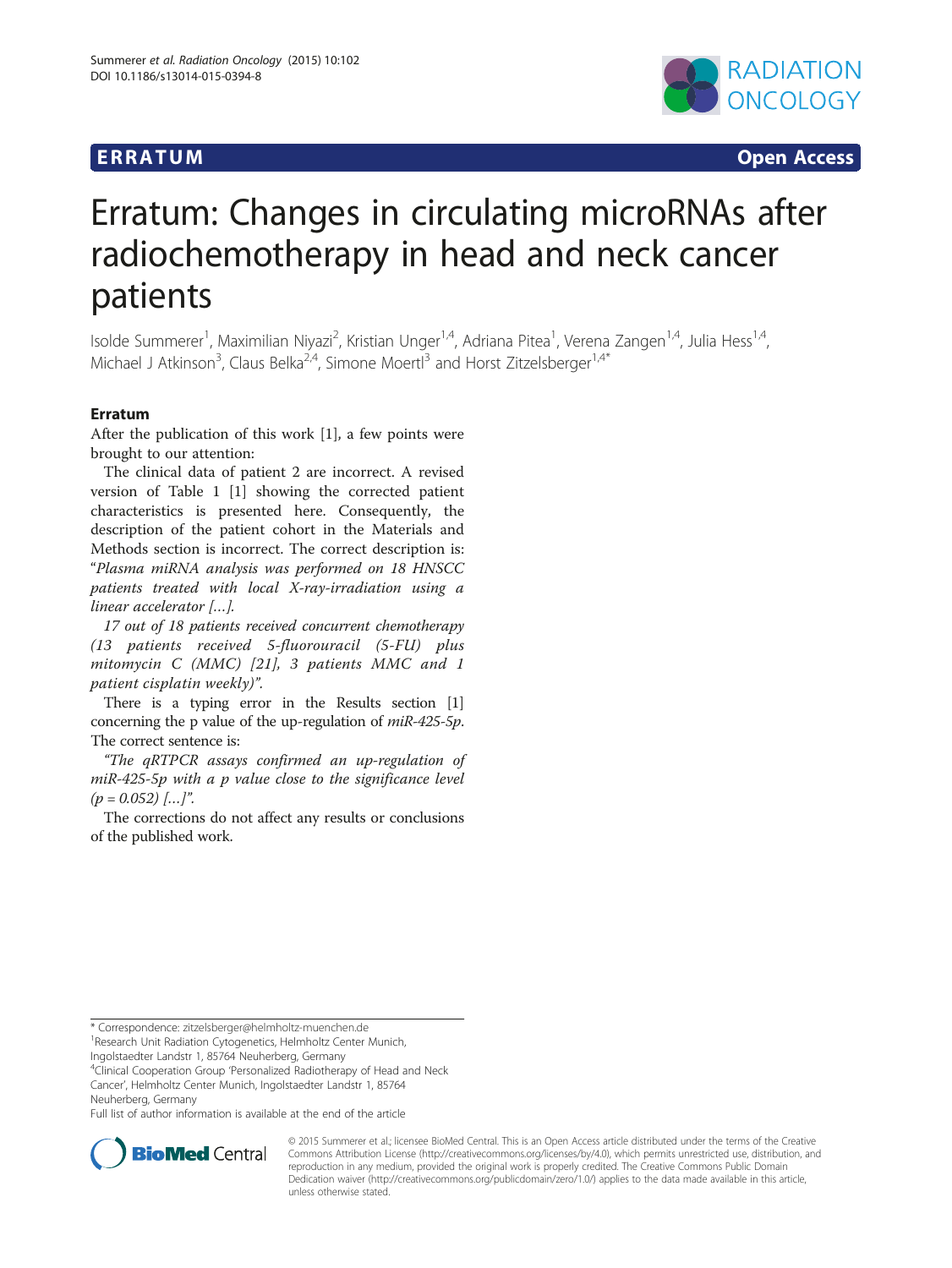**ERRATUM** **Open Access**

# Erratum: Changes in circulating microRNAs after radiochemotherapy in head and neck cancer patients

Isolde Summerer[1], Maximilian Niyazi[2], Kristian Unger[1,4], Adriana Pitea[1], Verena Zangen[1,4], Julia Hess[1,4], Michael J Atkinson[3], Claus Belka[2,4], Simone Moertl[3] and Horst Zitzelsberger[1,4*]

## Erratum

After the publication of this work [1], a few points were brought to our attention:

The clinical data of patient 2 are incorrect. A revised version of Table 1 [1] showing the corrected patient characteristics is presented here. Consequently, the description of the patient cohort in the Materials and Methods section is incorrect. The correct description is: "*Plasma miRNA analysis was performed on 18 HNSCC patients treated with local X-ray-irradiation using a linear accelerator […].*

*17 out of 18 patients received concurrent chemotherapy (13 patients received 5-fluorouracil (5-FU) plus mitomycin C (MMC) [21], 3 patients MMC and 1 patient cisplatin weekly)*".

There is a typing error in the Results section [1] concerning the p value of the up-regulation of *miR-425-5p*. The correct sentence is:

"*The qRTPCR assays confirmed an up-regulation of miR-425-5p with a p value close to the significance level (p = 0.052) […]*".

The corrections do not affect any results or conclusions of the published work.

\* Correspondence: zitzelsberger@helmholtz-muenchen.de
[1]Research Unit Radiation Cytogenetics, Helmholtz Center Munich, Ingolstaedter Landstr 1, 85764 Neuherberg, Germany
[4]Clinical Cooperation Group 'Personalized Radiotherapy of Head and Neck Cancer', Helmholtz Center Munich, Ingolstaedter Landstr 1, 85764 Neuherberg, Germany
Full list of author information is available at the end of the article

© 2015 Summerer et al.; licensee BioMed Central. This is an Open Access article distributed under the terms of the Creative Commons Attribution License (http://creativecommons.org/licenses/by/4.0), which permits unrestricted use, distribution, and reproduction in any medium, provided the original work is properly credited. The Creative Commons Public Domain Dedication waiver (http://creativecommons.org/publicdomain/zero/1.0/) applies to the data made available in this article, unless otherwise stated.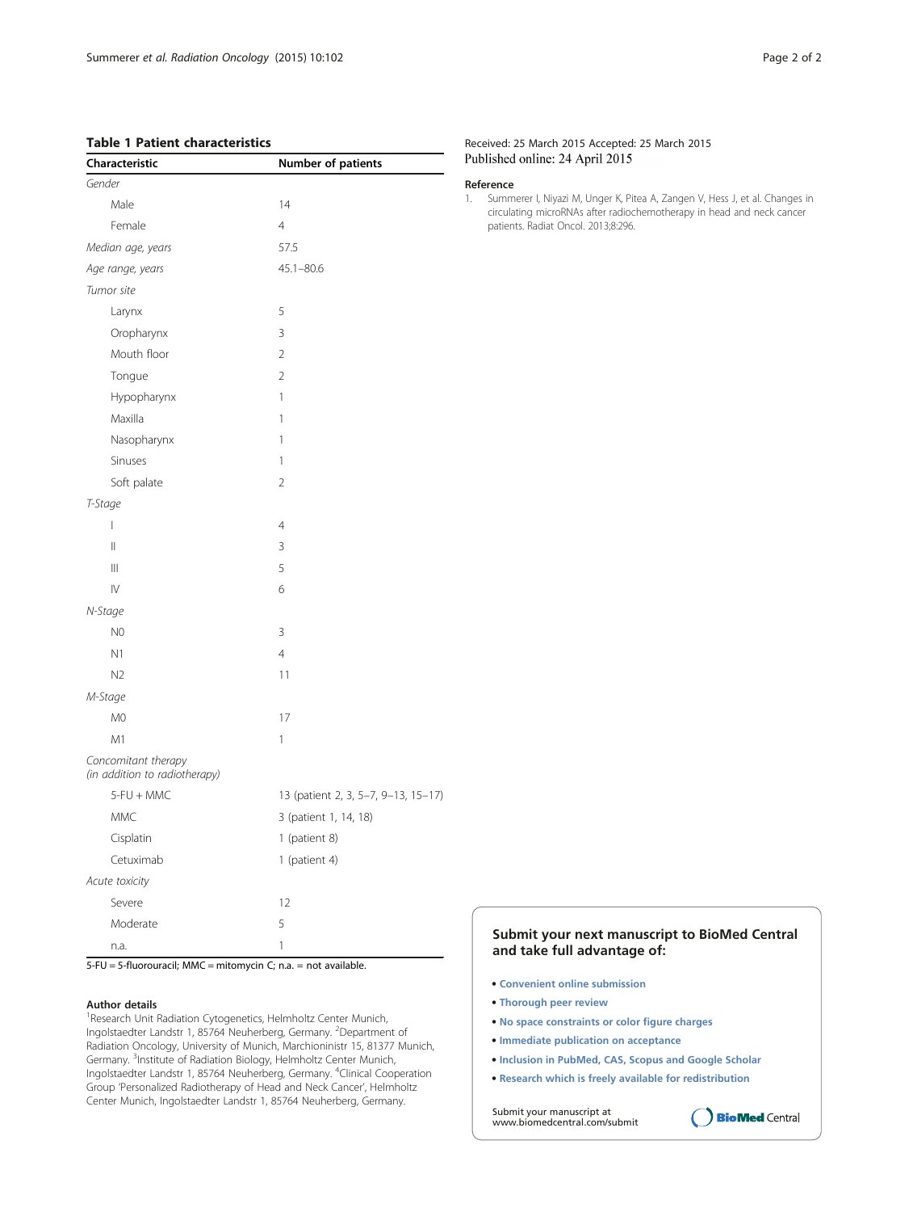**Table 1 Patient characteristics**

| Characteristic | Number of patients |
|---|---|
| *Gender* | |
| Male | 14 |
| Female | 4 |
| *Median age, years* | 57.5 |
| *Age range, years* | 45.1–80.6 |
| *Tumor site* | |
| Larynx | 5 |
| Oropharynx | 3 |
| Mouth floor | 2 |
| Tongue | 2 |
| Hypopharynx | 1 |
| Maxilla | 1 |
| Nasopharynx | 1 |
| Sinuses | 1 |
| Soft palate | 2 |
| *T-Stage* | |
| I | 4 |
| II | 3 |
| III | 5 |
| IV | 6 |
| *N-Stage* | |
| N0 | 3 |
| N1 | 4 |
| N2 | 11 |
| *M-Stage* | |
| M0 | 17 |
| M1 | 1 |
| *Concomitant therapy (in addition to radiotherapy)* | |
| 5-FU + MMC | 13 (patient 2, 3, 5–7, 9–13, 15–17) |
| MMC | 3 (patient 1, 14, 18) |
| Cisplatin | 1 (patient 8) |
| Cetuximab | 1 (patient 4) |
| *Acute toxicity* | |
| Severe | 12 |
| Moderate | 5 |
| n.a. | 1 |

5-FU = 5-fluorouracil; MMC = mitomycin C; n.a. = not available.

**Author details**

[1]Research Unit Radiation Cytogenetics, Helmholtz Center Munich, Ingolstaedter Landstr 1, 85764 Neuherberg, Germany. [2]Department of Radiation Oncology, University of Munich, Marchioninistr 15, 81377 Munich, Germany. [3]Institute of Radiation Biology, Helmholtz Center Munich, Ingolstaedter Landstr 1, 85764 Neuherberg, Germany. [4]Clinical Cooperation Group 'Personalized Radiotherapy of Head and Neck Cancer', Helmholtz Center Munich, Ingolstaedter Landstr 1, 85764 Neuherberg, Germany.

Received: 25 March 2015 Accepted: 25 March 2015
Published online: 24 April 2015

**Reference**

1. Summerer I, Niyazi M, Unger K, Pitea A, Zangen V, Hess J, et al. Changes in circulating microRNAs after radiochemotherapy in head and neck cancer patients. Radiat Oncol. 2013;8:296.

**Submit your next manuscript to BioMed Central and take full advantage of:**

- Convenient online submission
- Thorough peer review
- No space constraints or color figure charges
- Immediate publication on acceptance
- Inclusion in PubMed, CAS, Scopus and Google Scholar
- Research which is freely available for redistribution

Submit your manuscript at
www.biomedcentral.com/submit

BioMed Central